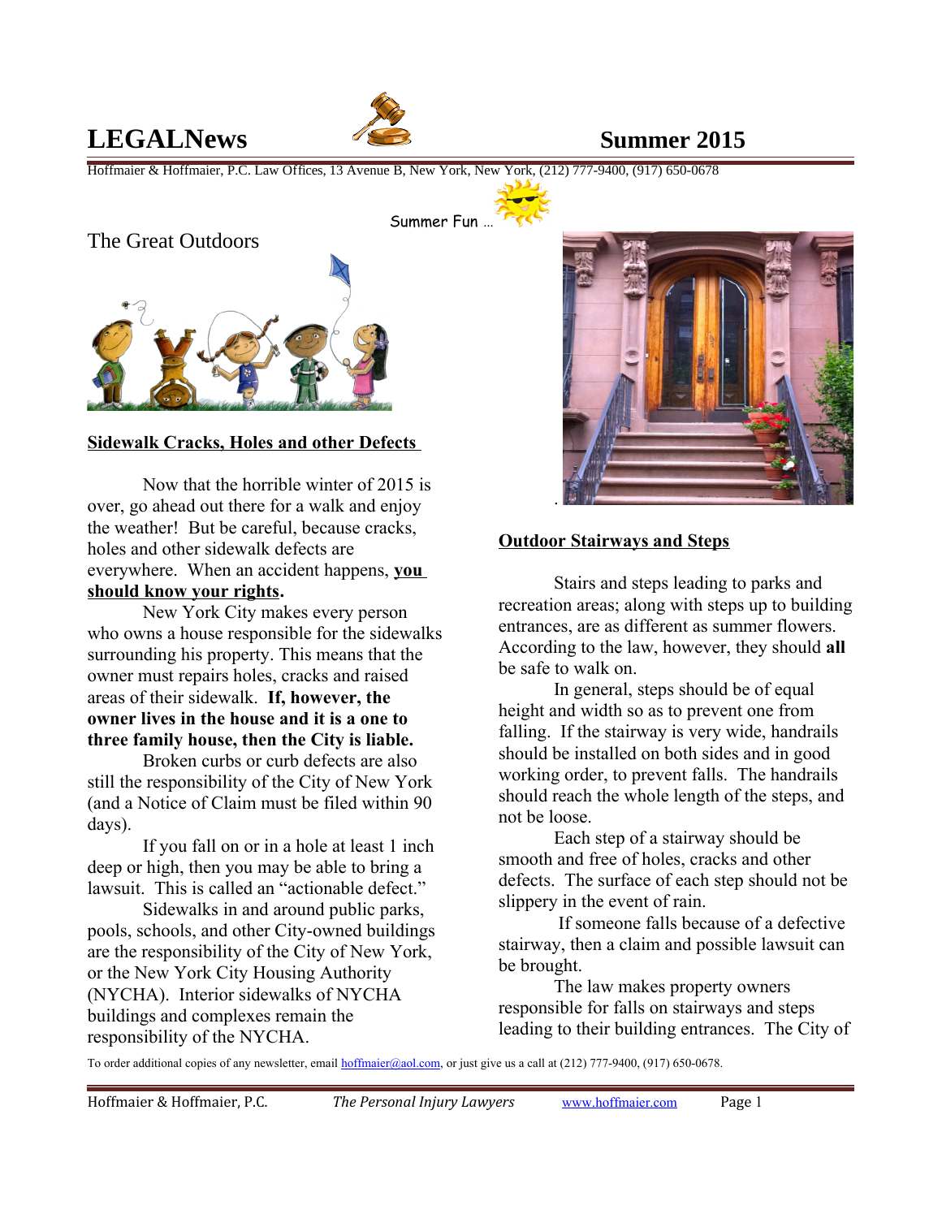# LEGALNews Summer 2015

Hoffmaier & Hoffmaier, P.C. Law Offices, 13 Avenue B, New York, New York, (212) 777-9400, (917) 650-0678

Summer Fun …

## The Great Outdoors

### Sidewalk Cracks, Holes and other Defects

Now that the horrible winter of 2015 is over, go ahead out there for a walk and enjoy the weather! But be careful, because cracks, holes and other sidewalk defects are everywhere. When an accident happens, **you should know your rights**.

New York City makes every person who owns a house responsible for the sidewalks surrounding his property. This means that the owner must repairs holes, cracks and raised areas of their sidewalk. **If, however, the owner lives in the house and it is a one to three family house, then the City is liable.**

Broken curbs or curb defects are also still the responsibility of the City of New York (and a Notice of Claim must be filed within 90 days).

If you fall on or in a hole at least 1 inch deep or high, then you may be able to bring a lawsuit. This is called an "actionable defect."

Sidewalks in and around public parks, pools, schools, and other City-owned buildings are the responsibility of the City of New York, or the New York City Housing Authority (NYCHA). Interior sidewalks of NYCHA buildings and complexes remain the responsibility of the NYCHA.

### Outdoor Stairways and Steps

Stairs and steps leading to parks and recreation areas; along with steps up to building entrances, are as different as summer flowers. According to the law, however, they should **all** be safe to walk on.

In general, steps should be of equal height and width so as to prevent one from falling. If the stairway is very wide, handrails should be installed on both sides and in good working order, to prevent falls. The handrails should reach the whole length of the steps, and not be loose.

Each step of a stairway should be smooth and free of holes, cracks and other defects. The surface of each step should not be slippery in the event of rain.

If someone falls because of a defective stairway, then a claim and possible lawsuit can be brought.

The law makes property owners responsible for falls on stairways and steps leading to their building entrances. The City of

To order additional copies of any newsletter, email hoffmaier@aol.com, or just give us a call at (212) 777-9400, (917) 650-0678.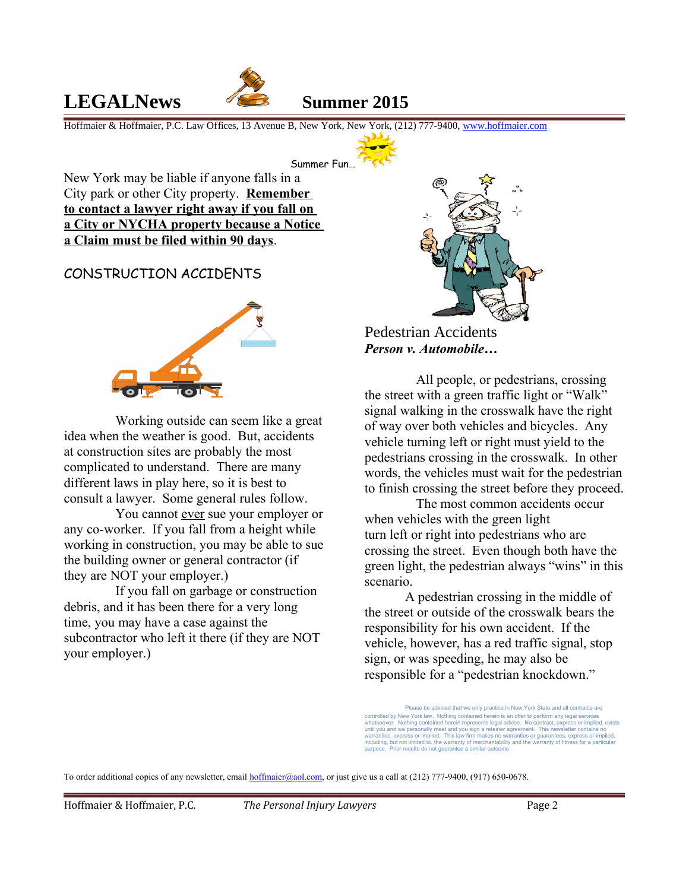# LEGALNews Summer 2015

Hoffmaier & Hoffmaier, P.C. Law Offices, 13 Avenue B, New York, New York, (212) 777-9400, www.hoffmaier.com

Summer Fun…

New York may be liable if anyone falls in a City park or other City property. **Remember to contact a lawyer right away if you fall on a City or NYCHA property because a Notice a Claim must be filed within 90 days**.

## CONSTRUCTION ACCIDENTS

Working outside can seem like a great idea when the weather is good. But, accidents at construction sites are probably the most complicated to understand. There are many different laws in play here, so it is best to consult a lawyer. Some general rules follow.

You cannot ever sue your employer or any co-worker. If you fall from a height while working in construction, you may be able to sue the building owner or general contractor (if they are NOT your employer.)

If you fall on garbage or construction debris, and it has been there for a very long time, you may have a case against the subcontractor who left it there (if they are NOT your employer.)

## Pedestrian Accidents

***Person v. Automobile…***

All people, or pedestrians, crossing the street with a green traffic light or "Walk" signal walking in the crosswalk have the right of way over both vehicles and bicycles. Any vehicle turning left or right must yield to the pedestrians crossing in the crosswalk. In other words, the vehicles must wait for the pedestrian to finish crossing the street before they proceed.

The most common accidents occur when vehicles with the green light turn left or right into pedestrians who are crossing the street. Even though both have the green light, the pedestrian always "wins" in this scenario.

A pedestrian crossing in the middle of the street or outside of the crosswalk bears the responsibility for his own accident. If the vehicle, however, has a red traffic signal, stop sign, or was speeding, he may also be responsible for a "pedestrian knockdown."

Please be advised that we only practice in New York State and all contracts are controlled by New York law. Nothing contained herein is an offer to perform any legal services whatsoever. Nothing contained herein represents legal advice. No contract, express or implied, exists until you and we personally meet and you sign a retainer agreement. This newsletter contains no warranties, express or implied. This law firm makes no warranties or guarantees, express or implied, including, but not limited to, the warranty of merchantability and the warranty of fitness for a particular purpose. Prior results do not guarantee a similar outcome.

To order additional copies of any newsletter, email hoffmaier@aol.com, or just give us a call at (212) 777-9400, (917) 650-0678.